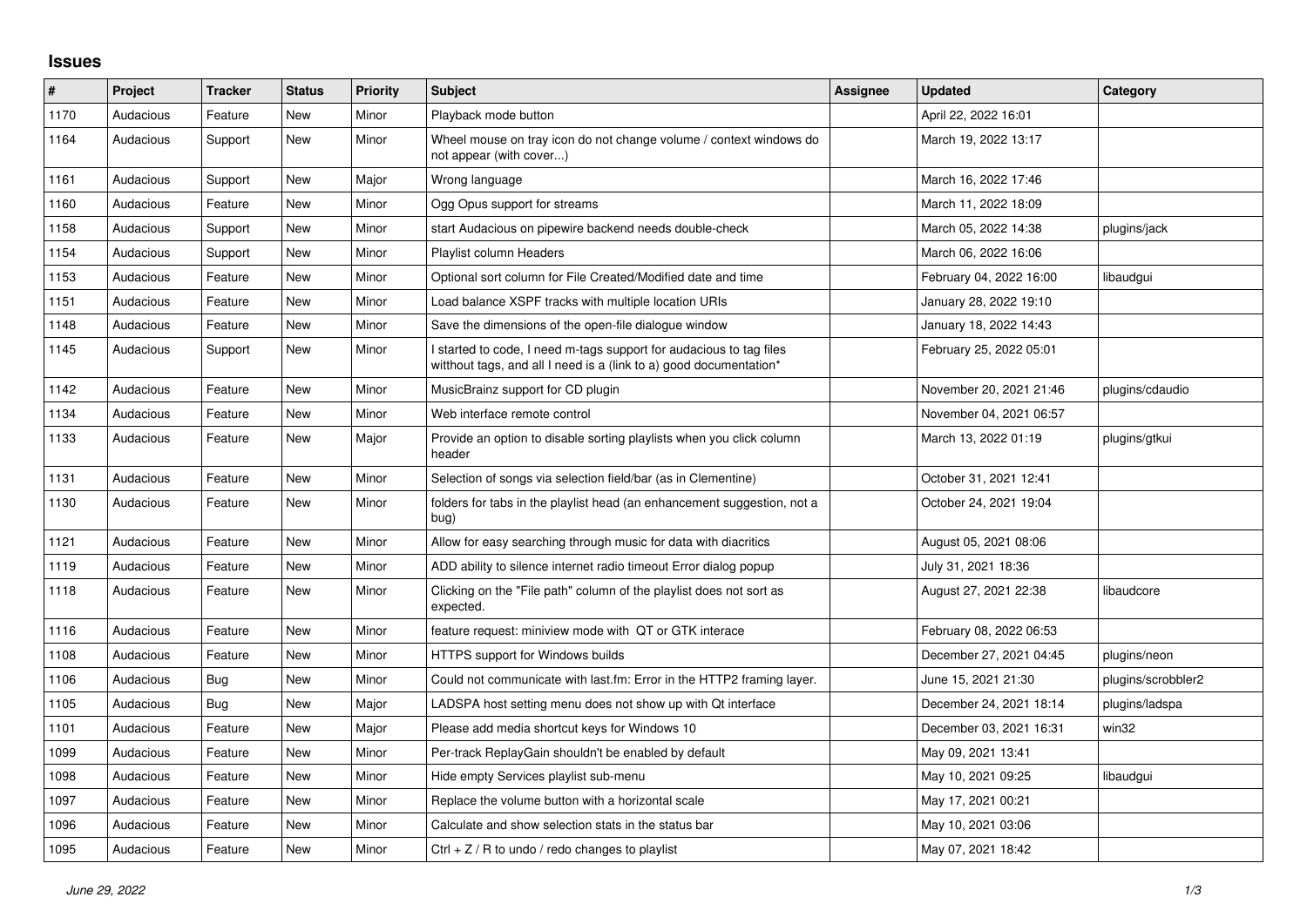# Issues

| # | Project | Tracker | Status | Priority | Subject | Assignee | Updated | Category |
|---|---|---|---|---|---|---|---|---|
| 1170 | Audacious | Feature | New | Minor | Playback mode button | | April 22, 2022 16:01 | |
| 1164 | Audacious | Support | New | Minor | Wheel mouse on tray icon do not change volume / context windows do not appear (with cover...) | | March 19, 2022 13:17 | |
| 1161 | Audacious | Support | New | Major | Wrong language | | March 16, 2022 17:46 | |
| 1160 | Audacious | Feature | New | Minor | Ogg Opus support for streams | | March 11, 2022 18:09 | |
| 1158 | Audacious | Support | New | Minor | start Audacious on pipewire backend needs double-check | | March 05, 2022 14:38 | plugins/jack |
| 1154 | Audacious | Support | New | Minor | Playlist column Headers | | March 06, 2022 16:06 | |
| 1153 | Audacious | Feature | New | Minor | Optional sort column for File Created/Modified date and time | | February 04, 2022 16:00 | libaudgui |
| 1151 | Audacious | Feature | New | Minor | Load balance XSPF tracks with multiple location URIs | | January 28, 2022 19:10 | |
| 1148 | Audacious | Feature | New | Minor | Save the dimensions of the open-file dialogue window | | January 18, 2022 14:43 | |
| 1145 | Audacious | Support | New | Minor | I started to code, I need m-tags support for audacious to tag files witthout tags, and all I need is a (link to a) good documentation* | | February 25, 2022 05:01 | |
| 1142 | Audacious | Feature | New | Minor | MusicBrainz support for CD plugin | | November 20, 2021 21:46 | plugins/cdaudio |
| 1134 | Audacious | Feature | New | Minor | Web interface remote control | | November 04, 2021 06:57 | |
| 1133 | Audacious | Feature | New | Major | Provide an option to disable sorting playlists when you click column header | | March 13, 2022 01:19 | plugins/gtkui |
| 1131 | Audacious | Feature | New | Minor | Selection of songs via selection field/bar (as in Clementine) | | October 31, 2021 12:41 | |
| 1130 | Audacious | Feature | New | Minor | folders for tabs in the playlist head (an enhancement suggestion, not a bug) | | October 24, 2021 19:04 | |
| 1121 | Audacious | Feature | New | Minor | Allow for easy searching through music for data with diacritics | | August 05, 2021 08:06 | |
| 1119 | Audacious | Feature | New | Minor | ADD ability to silence internet radio timeout Error dialog popup | | July 31, 2021 18:36 | |
| 1118 | Audacious | Feature | New | Minor | Clicking on the "File path" column of the playlist does not sort as expected. | | August 27, 2021 22:38 | libaudcore |
| 1116 | Audacious | Feature | New | Minor | feature request: miniview mode with QT or GTK interace | | February 08, 2022 06:53 | |
| 1108 | Audacious | Feature | New | Minor | HTTPS support for Windows builds | | December 27, 2021 04:45 | plugins/neon |
| 1106 | Audacious | Bug | New | Minor | Could not communicate with last.fm: Error in the HTTP2 framing layer. | | June 15, 2021 21:30 | plugins/scrobbler2 |
| 1105 | Audacious | Bug | New | Major | LADSPA host setting menu does not show up with Qt interface | | December 24, 2021 18:14 | plugins/ladspa |
| 1101 | Audacious | Feature | New | Major | Please add media shortcut keys for Windows 10 | | December 03, 2021 16:31 | win32 |
| 1099 | Audacious | Feature | New | Minor | Per-track ReplayGain shouldn't be enabled by default | | May 09, 2021 13:41 | |
| 1098 | Audacious | Feature | New | Minor | Hide empty Services playlist sub-menu | | May 10, 2021 09:25 | libaudgui |
| 1097 | Audacious | Feature | New | Minor | Replace the volume button with a horizontal scale | | May 17, 2021 00:21 | |
| 1096 | Audacious | Feature | New | Minor | Calculate and show selection stats in the status bar | | May 10, 2021 03:06 | |
| 1095 | Audacious | Feature | New | Minor | Ctrl + Z / R to undo / redo changes to playlist | | May 07, 2021 18:42 | |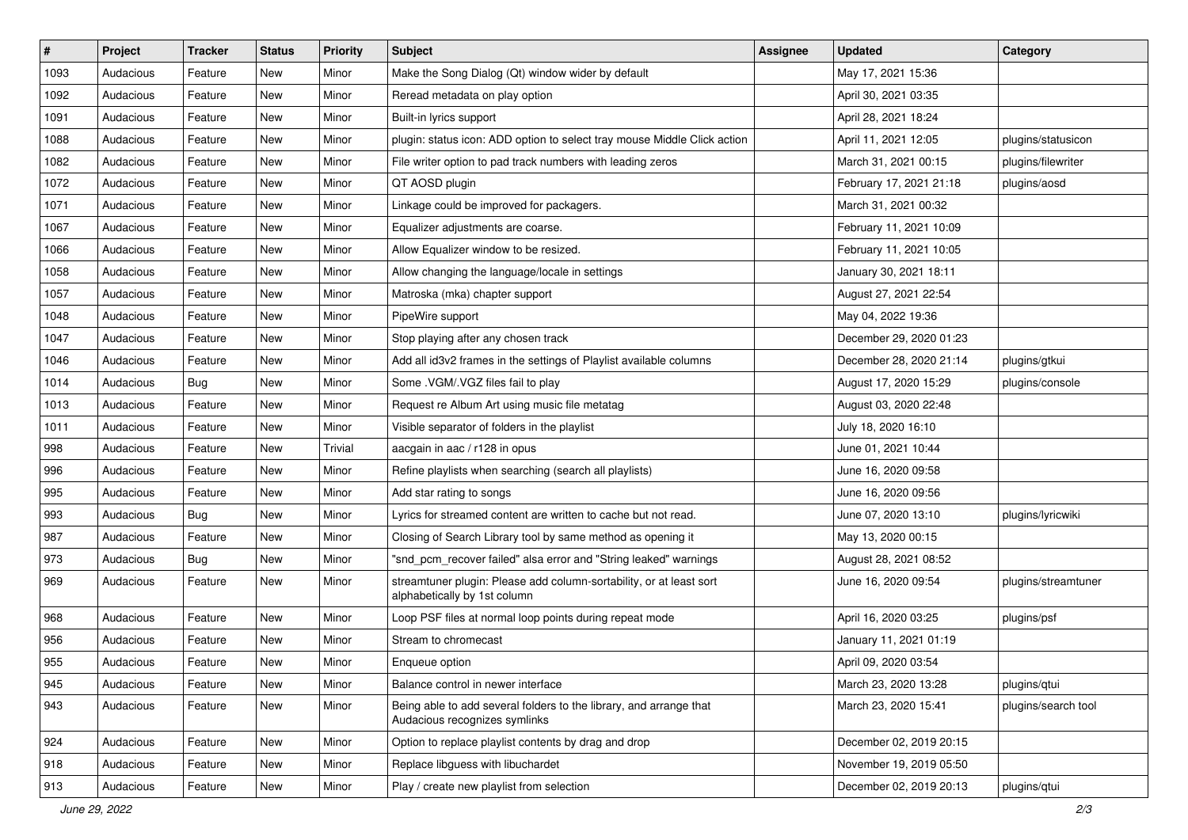| # | Project | Tracker | Status | Priority | Subject | Assignee | Updated | Category |
|---|---|---|---|---|---|---|---|---|
| 1093 | Audacious | Feature | New | Minor | Make the Song Dialog (Qt) window wider by default | | May 17, 2021 15:36 | |
| 1092 | Audacious | Feature | New | Minor | Reread metadata on play option | | April 30, 2021 03:35 | |
| 1091 | Audacious | Feature | New | Minor | Built-in lyrics support | | April 28, 2021 18:24 | |
| 1088 | Audacious | Feature | New | Minor | plugin: status icon: ADD option to select tray mouse Middle Click action | | April 11, 2021 12:05 | plugins/statusicon |
| 1082 | Audacious | Feature | New | Minor | File writer option to pad track numbers with leading zeros | | March 31, 2021 00:15 | plugins/filewriter |
| 1072 | Audacious | Feature | New | Minor | QT AOSD plugin | | February 17, 2021 21:18 | plugins/aosd |
| 1071 | Audacious | Feature | New | Minor | Linkage could be improved for packagers. | | March 31, 2021 00:32 | |
| 1067 | Audacious | Feature | New | Minor | Equalizer adjustments are coarse. | | February 11, 2021 10:09 | |
| 1066 | Audacious | Feature | New | Minor | Allow Equalizer window to be resized. | | February 11, 2021 10:05 | |
| 1058 | Audacious | Feature | New | Minor | Allow changing the language/locale in settings | | January 30, 2021 18:11 | |
| 1057 | Audacious | Feature | New | Minor | Matroska (mka) chapter support | | August 27, 2021 22:54 | |
| 1048 | Audacious | Feature | New | Minor | PipeWire support | | May 04, 2022 19:36 | |
| 1047 | Audacious | Feature | New | Minor | Stop playing after any chosen track | | December 29, 2020 01:23 | |
| 1046 | Audacious | Feature | New | Minor | Add all id3v2 frames in the settings of Playlist available columns | | December 28, 2020 21:14 | plugins/gtkui |
| 1014 | Audacious | Bug | New | Minor | Some .VGM/.VGZ files fail to play | | August 17, 2020 15:29 | plugins/console |
| 1013 | Audacious | Feature | New | Minor | Request re Album Art using music file metatag | | August 03, 2020 22:48 | |
| 1011 | Audacious | Feature | New | Minor | Visible separator of folders in the playlist | | July 18, 2020 16:10 | |
| 998 | Audacious | Feature | New | Trivial | aacgain in aac / r128 in opus | | June 01, 2021 10:44 | |
| 996 | Audacious | Feature | New | Minor | Refine playlists when searching (search all playlists) | | June 16, 2020 09:58 | |
| 995 | Audacious | Feature | New | Minor | Add star rating to songs | | June 16, 2020 09:56 | |
| 993 | Audacious | Bug | New | Minor | Lyrics for streamed content are written to cache but not read. | | June 07, 2020 13:10 | plugins/lyricwiki |
| 987 | Audacious | Feature | New | Minor | Closing of Search Library tool by same method as opening it | | May 13, 2020 00:15 | |
| 973 | Audacious | Bug | New | Minor | "snd_pcm_recover failed" alsa error and "String leaked" warnings | | August 28, 2021 08:52 | |
| 969 | Audacious | Feature | New | Minor | streamtuner plugin: Please add column-sortability, or at least sort alphabetically by 1st column | | June 16, 2020 09:54 | plugins/streamtuner |
| 968 | Audacious | Feature | New | Minor | Loop PSF files at normal loop points during repeat mode | | April 16, 2020 03:25 | plugins/psf |
| 956 | Audacious | Feature | New | Minor | Stream to chromecast | | January 11, 2021 01:19 | |
| 955 | Audacious | Feature | New | Minor | Enqueue option | | April 09, 2020 03:54 | |
| 945 | Audacious | Feature | New | Minor | Balance control in newer interface | | March 23, 2020 13:28 | plugins/qtui |
| 943 | Audacious | Feature | New | Minor | Being able to add several folders to the library, and arrange that Audacious recognizes symlinks | | March 23, 2020 15:41 | plugins/search tool |
| 924 | Audacious | Feature | New | Minor | Option to replace playlist contents by drag and drop | | December 02, 2019 20:15 | |
| 918 | Audacious | Feature | New | Minor | Replace libguess with libuchardet | | November 19, 2019 05:50 | |
| 913 | Audacious | Feature | New | Minor | Play / create new playlist from selection | | December 02, 2019 20:13 | plugins/qtui |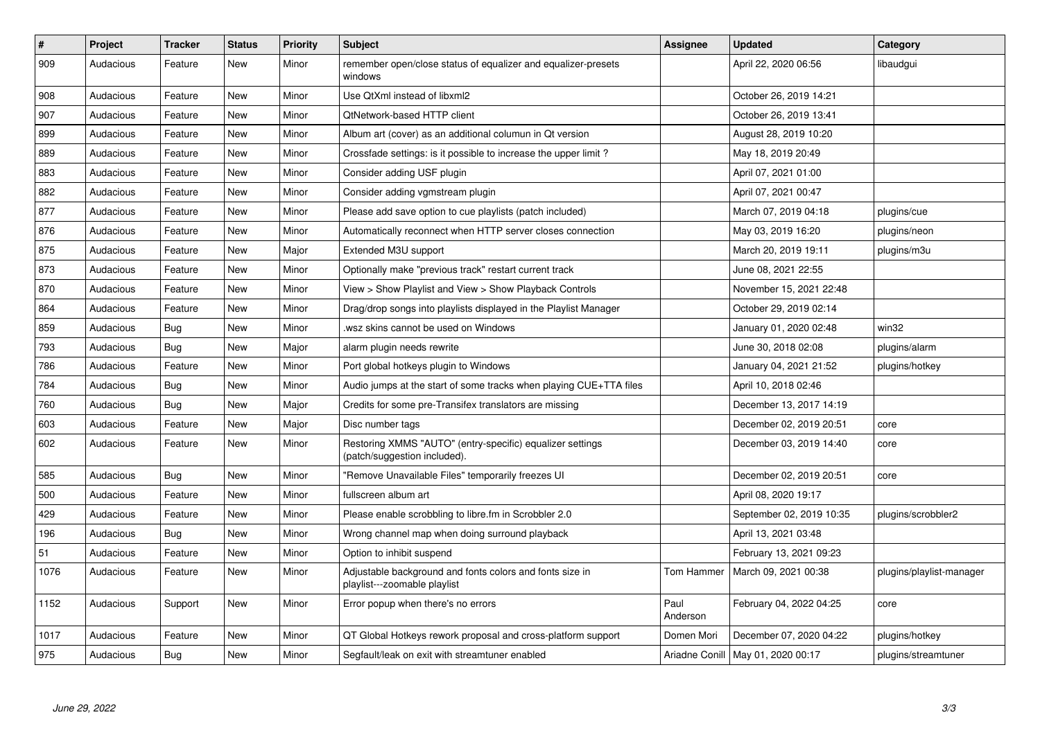| # | Project | Tracker | Status | Priority | Subject | Assignee | Updated | Category |
|---|---|---|---|---|---|---|---|---|
| 909 | Audacious | Feature | New | Minor | remember open/close status of equalizer and equalizer-presets windows | | April 22, 2020 06:56 | libaudgui |
| 908 | Audacious | Feature | New | Minor | Use QtXml instead of libxml2 | | October 26, 2019 14:21 | |
| 907 | Audacious | Feature | New | Minor | QtNetwork-based HTTP client | | October 26, 2019 13:41 | |
| 899 | Audacious | Feature | New | Minor | Album art (cover) as an additional columun in Qt version | | August 28, 2019 10:20 | |
| 889 | Audacious | Feature | New | Minor | Crossfade settings: is it possible to increase the upper limit ? | | May 18, 2019 20:49 | |
| 883 | Audacious | Feature | New | Minor | Consider adding USF plugin | | April 07, 2021 01:00 | |
| 882 | Audacious | Feature | New | Minor | Consider adding vgmstream plugin | | April 07, 2021 00:47 | |
| 877 | Audacious | Feature | New | Minor | Please add save option to cue playlists (patch included) | | March 07, 2019 04:18 | plugins/cue |
| 876 | Audacious | Feature | New | Minor | Automatically reconnect when HTTP server closes connection | | May 03, 2019 16:20 | plugins/neon |
| 875 | Audacious | Feature | New | Major | Extended M3U support | | March 20, 2019 19:11 | plugins/m3u |
| 873 | Audacious | Feature | New | Minor | Optionally make "previous track" restart current track | | June 08, 2021 22:55 | |
| 870 | Audacious | Feature | New | Minor | View > Show Playlist and View > Show Playback Controls | | November 15, 2021 22:48 | |
| 864 | Audacious | Feature | New | Minor | Drag/drop songs into playlists displayed in the Playlist Manager | | October 29, 2019 02:14 | |
| 859 | Audacious | Bug | New | Minor | .wsz skins cannot be used on Windows | | January 01, 2020 02:48 | win32 |
| 793 | Audacious | Bug | New | Major | alarm plugin needs rewrite | | June 30, 2018 02:08 | plugins/alarm |
| 786 | Audacious | Feature | New | Minor | Port global hotkeys plugin to Windows | | January 04, 2021 21:52 | plugins/hotkey |
| 784 | Audacious | Bug | New | Minor | Audio jumps at the start of some tracks when playing CUE+TTA files | | April 10, 2018 02:46 | |
| 760 | Audacious | Bug | New | Major | Credits for some pre-Transifex translators are missing | | December 13, 2017 14:19 | |
| 603 | Audacious | Feature | New | Major | Disc number tags | | December 02, 2019 20:51 | core |
| 602 | Audacious | Feature | New | Minor | Restoring XMMS "AUTO" (entry-specific) equalizer settings (patch/suggestion included). | | December 03, 2019 14:40 | core |
| 585 | Audacious | Bug | New | Minor | "Remove Unavailable Files" temporarily freezes UI | | December 02, 2019 20:51 | core |
| 500 | Audacious | Feature | New | Minor | fullscreen album art | | April 08, 2020 19:17 | |
| 429 | Audacious | Feature | New | Minor | Please enable scrobbling to libre.fm in Scrobbler 2.0 | | September 02, 2019 10:35 | plugins/scrobbler2 |
| 196 | Audacious | Bug | New | Minor | Wrong channel map when doing surround playback | | April 13, 2021 03:48 | |
| 51 | Audacious | Feature | New | Minor | Option to inhibit suspend | | February 13, 2021 09:23 | |
| 1076 | Audacious | Feature | New | Minor | Adjustable background and fonts colors and fonts size in playlist---zoomable playlist | Tom Hammer | March 09, 2021 00:38 | plugins/playlist-manager |
| 1152 | Audacious | Support | New | Minor | Error popup when there's no errors | Paul Anderson | February 04, 2022 04:25 | core |
| 1017 | Audacious | Feature | New | Minor | QT Global Hotkeys rework proposal and cross-platform support | Domen Mori | December 07, 2020 04:22 | plugins/hotkey |
| 975 | Audacious | Bug | New | Minor | Segfault/leak on exit with streamtuner enabled | Ariadne Conill | May 01, 2020 00:17 | plugins/streamtuner |